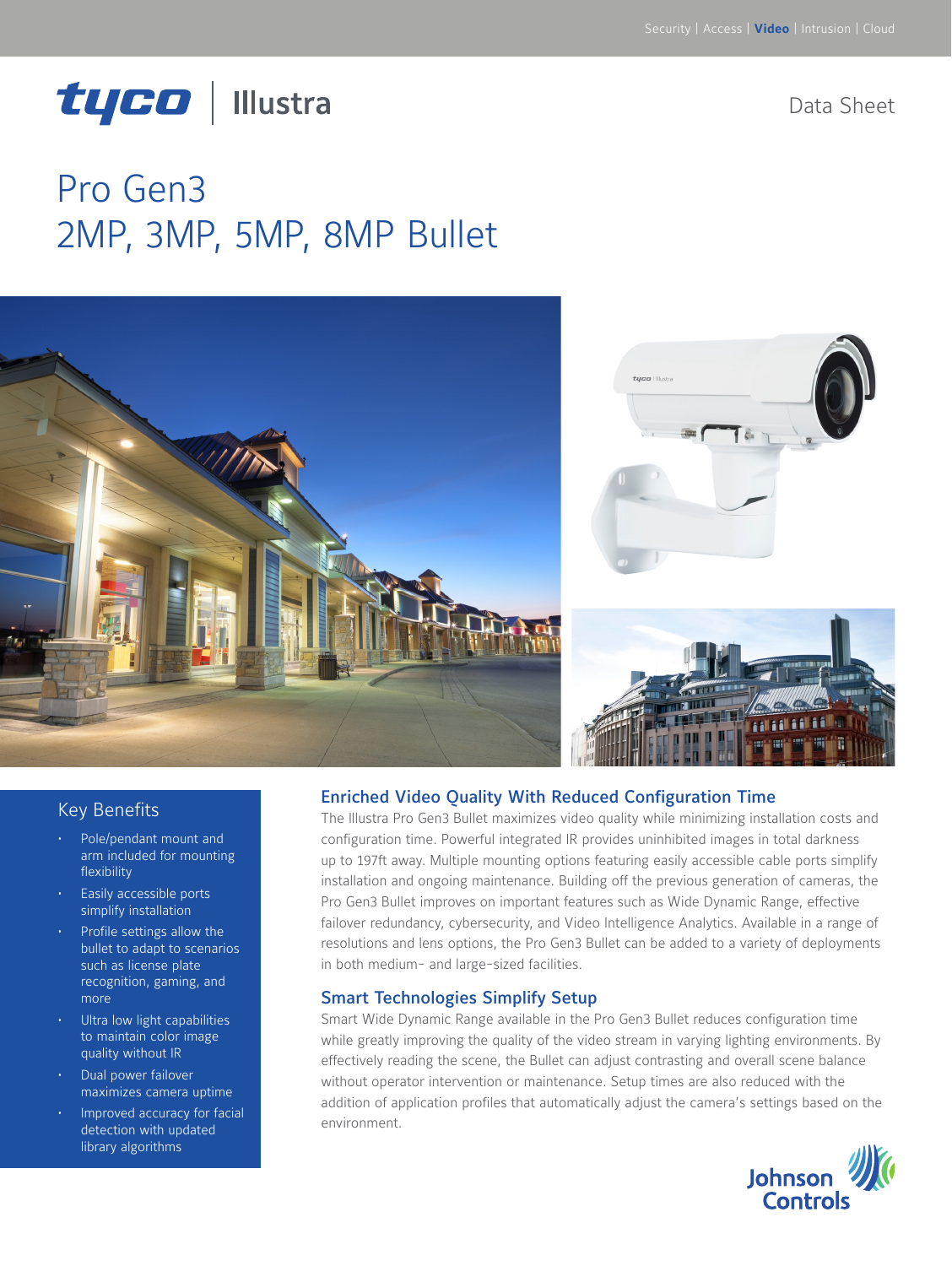Security | Access | **Video** | Intrusion | Cloud

tyco | Illustra

Data Sheet

# Pro Gen3
# 2MP, 3MP, 5MP, 8MP Bullet

## Key Benefits

- Pole/pendant mount and arm included for mounting flexibility
- Easily accessible ports simplify installation
- Profile settings allow the bullet to adapt to scenarios such as license plate recognition, gaming, and more
- Ultra low light capabilities to maintain color image quality without IR
- Dual power failover maximizes camera uptime
- Improved accuracy for facial detection with updated library algorithms

## Enriched Video Quality With Reduced Configuration Time

The Illustra Pro Gen3 Bullet maximizes video quality while minimizing installation costs and configuration time. Powerful integrated IR provides uninhibited images in total darkness up to 197ft away. Multiple mounting options featuring easily accessible cable ports simplify installation and ongoing maintenance. Building off the previous generation of cameras, the Pro Gen3 Bullet improves on important features such as Wide Dynamic Range, effective failover redundancy, cybersecurity, and Video Intelligence Analytics. Available in a range of resolutions and lens options, the Pro Gen3 Bullet can be added to a variety of deployments in both medium- and large-sized facilities.

## Smart Technologies Simplify Setup

Smart Wide Dynamic Range available in the Pro Gen3 Bullet reduces configuration time while greatly improving the quality of the video stream in varying lighting environments. By effectively reading the scene, the Bullet can adjust contrasting and overall scene balance without operator intervention or maintenance. Setup times are also reduced with the addition of application profiles that automatically adjust the camera's settings based on the environment.

Johnson Controls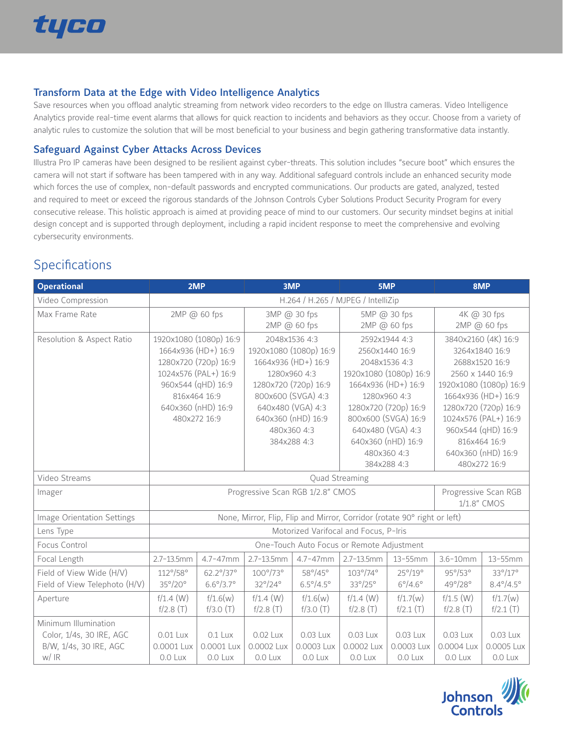## Transform Data at the Edge with Video Intelligence Analytics

Save resources when you offload analytic streaming from network video recorders to the edge on Illustra cameras. Video Intelligence Analytics provide real-time event alarms that allows for quick reaction to incidents and behaviors as they occur. Choose from a variety of analytic rules to customize the solution that will be most beneficial to your business and begin gathering transformative data instantly.

## Safeguard Against Cyber Attacks Across Devices

Illustra Pro IP cameras have been designed to be resilient against cyber-threats. This solution includes "secure boot" which ensures the camera will not start if software has been tampered with in any way. Additional safeguard controls include an enhanced security mode which forces the use of complex, non-default passwords and encrypted communications. Our products are gated, analyzed, tested and required to meet or exceed the rigorous standards of the Johnson Controls Cyber Solutions Product Security Program for every consecutive release. This holistic approach is aimed at providing peace of mind to our customers. Our security mindset begins at initial design concept and is supported through deployment, including a rapid incident response to meet the comprehensive and evolving cybersecurity environments.

# Specifications

| Operational | 2MP | | 3MP | | 5MP | | 8MP | |
|---|---|---|---|---|---|---|---|---|
| Video Compression | H.264 / H.265 / MJPEG / IntelliZip | | | | | | | |
| Max Frame Rate | 2MP @ 60 fps | | 3MP @ 30 fps<br>2MP @ 60 fps | | 5MP @ 30 fps<br>2MP @ 60 fps | | 4K @ 30 fps<br>2MP @ 60 fps | |
| Resolution & Aspect Ratio | 1920x1080 (1080p) 16:9<br>1664x936 (HD+) 16:9<br>1280x720 (720p) 16:9<br>1024x576 (PAL+) 16:9<br>960x544 (qHD) 16:9<br>816x464 16:9<br>640x360 (nHD) 16:9<br>480x272 16:9 | | 2048x1536 4:3<br>1920x1080 (1080p) 16:9<br>1664x936 (HD+) 16:9<br>1280x960 4:3<br>1280x720 (720p) 16:9<br>800x600 (SVGA) 4:3<br>640x480 (VGA) 4:3<br>640x360 (nHD) 16:9<br>480x360 4:3<br>384x288 4:3 | | 2592x1944 4:3<br>2560x1440 16:9<br>2048x1536 4:3<br>1920x1080 (1080p) 16:9<br>1664x936 (HD+) 16:9<br>1280x960 4:3<br>1280x720 (720p) 16:9<br>800x600 (SVGA) 16:9<br>640x480 (VGA) 4:3<br>640x360 (nHD) 16:9<br>480x360 4:3<br>384x288 4:3 | | 3840x2160 (4K) 16:9<br>3264x1840 16:9<br>2688x1520 16:9<br>2560 x 1440 16:9<br>1920x1080 (1080p) 16:9<br>1664x936 (HD+) 16:9<br>1280x720 (720p) 16:9<br>1024x576 (PAL+) 16:9<br>960x544 (qHD) 16:9<br>816x464 16:9<br>640x360 (nHD) 16:9<br>480x272 16:9 | |
| Video Streams | Quad Streaming | | | | | | | |
| Imager | Progressive Scan RGB 1/2.8" CMOS | | | | | | Progressive Scan RGB 1/1.8" CMOS | |
| Image Orientation Settings | None, Mirror, Flip, Flip and Mirror, Corridor (rotate 90° right or left) | | | | | | | |
| Lens Type | Motorized Varifocal and Focus, P-Iris | | | | | | | |
| Focus Control | One-Touch Auto Focus or Remote Adjustment | | | | | | | |
| Focal Length | 2.7-13.5mm | 4.7-47mm | 2.7-13.5mm | 4.7-47mm | 2.7-13.5mm | 13-55mm | 3.6-10mm | 13-55mm |
| Field of View Wide (H/V)<br>Field of View Telephoto (H/V) | 112°/58°<br>35°/20° | 62.2°/37°<br>6.6°/3.7° | 100°/73°<br>32°/24° | 58°/45°<br>6.5°/4.5° | 103°/74°<br>33°/25° | 25°/19°<br>6°/4.6° | 95°/53°<br>49°/28° | 33°/17°<br>8.4°/4.5° |
| Aperture | f/1.4 (W)<br>f/2.8 (T) | f/1.6(w)<br>f/3.0 (T) | f/1.4 (W)<br>f/2.8 (T) | f/1.6(w)<br>f/3.0 (T) | f/1.4 (W)<br>f/2.8 (T) | f/1.7(w)<br>f/2.1 (T) | f/1.5 (W)<br>f/2.8 (T) | f/1.7(w)<br>f/2.1 (T) |
| Minimum Illumination<br>Color, 1/4s, 30 IRE, AGC<br>B/W, 1/4s, 30 IRE, AGC<br>w/ IR | <br>0.01 Lux<br>0.0001 Lux<br>0.0 Lux | <br>0.1 Lux<br>0.0001 Lux<br>0.0 Lux | <br>0.02 Lux<br>0.0002 Lux<br>0.0 Lux | <br>0.03 Lux<br>0.0003 Lux<br>0.0 Lux | <br>0.03 Lux<br>0.0002 Lux<br>0.0 Lux | <br>0.03 Lux<br>0.0003 Lux<br>0.0 Lux | <br>0.03 Lux<br>0.0004 Lux<br>0.0 Lux | <br>0.03 Lux<br>0.0005 Lux<br>0.0 Lux |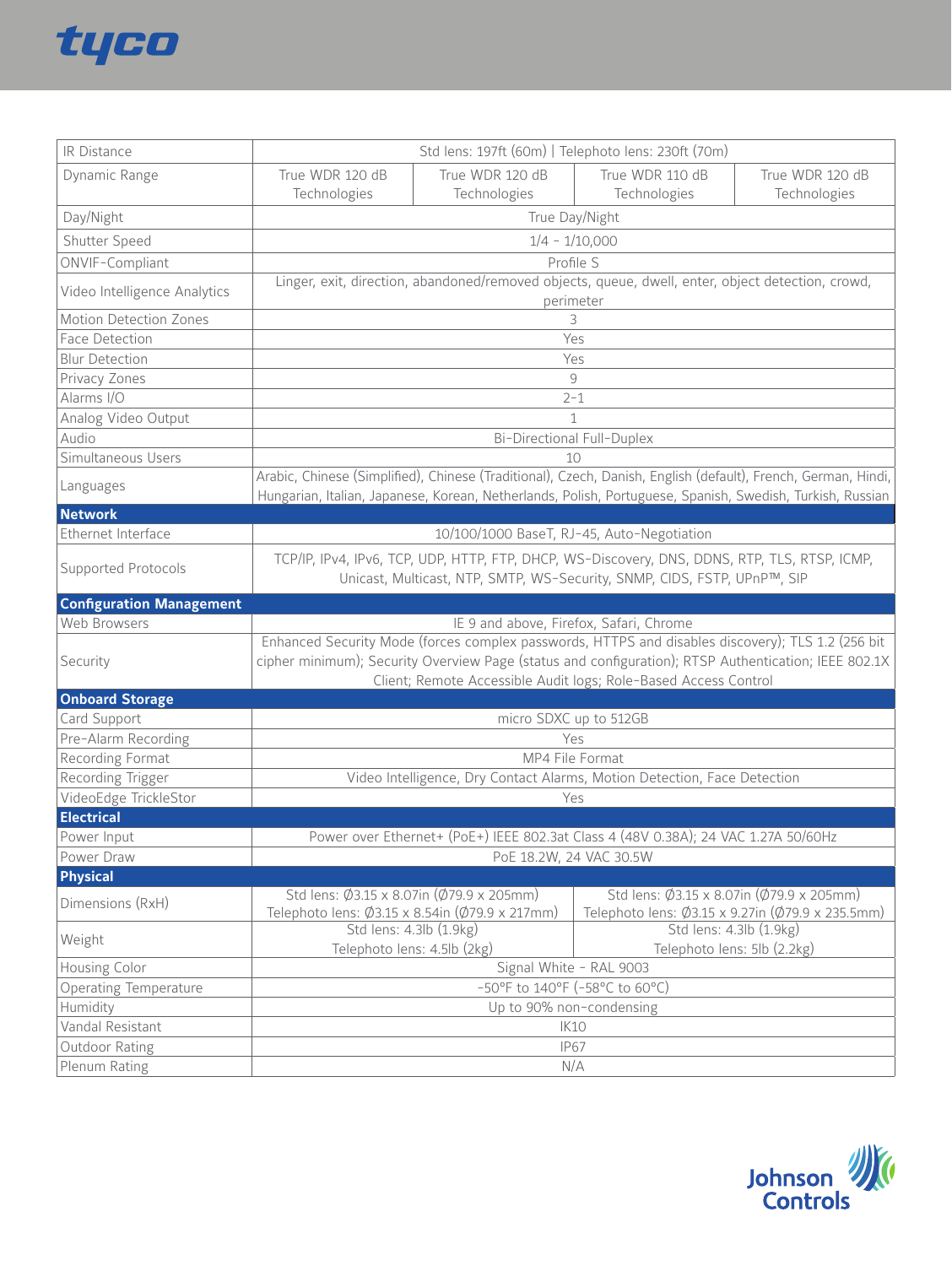| | | | | |
|---|---|---|---|---|
| IR Distance | Std lens: 197ft (60m) \| Telephoto lens: 230ft (70m) | | | |
| Dynamic Range | True WDR 120 dB Technologies | True WDR 120 dB Technologies | True WDR 110 dB Technologies | True WDR 120 dB Technologies |
| Day/Night | True Day/Night | | | |
| Shutter Speed | 1/4 - 1/10,000 | | | |
| ONVIF-Compliant | Profile S | | | |
| Video Intelligence Analytics | Linger, exit, direction, abandoned/removed objects, queue, dwell, enter, object detection, crowd, perimeter | | | |
| Motion Detection Zones | 3 | | | |
| Face Detection | Yes | | | |
| Blur Detection | Yes | | | |
| Privacy Zones | 9 | | | |
| Alarms I/O | 2-1 | | | |
| Analog Video Output | 1 | | | |
| Audio | Bi-Directional Full-Duplex | | | |
| Simultaneous Users | 10 | | | |
| Languages | Arabic, Chinese (Simplified), Chinese (Traditional), Czech, Danish, English (default), French, German, Hindi, Hungarian, Italian, Japanese, Korean, Netherlands, Polish, Portuguese, Spanish, Swedish, Turkish, Russian | | | |
| **Network** | | | | |
| Ethernet Interface | 10/100/1000 BaseT, RJ-45, Auto-Negotiation | | | |
| Supported Protocols | TCP/IP, IPv4, IPv6, TCP, UDP, HTTP, FTP, DHCP, WS-Discovery, DNS, DDNS, RTP, TLS, RTSP, ICMP, Unicast, Multicast, NTP, SMTP, WS-Security, SNMP, CIDS, FSTP, UPnP™, SIP | | | |
| **Configuration Management** | | | | |
| Web Browsers | IE 9 and above, Firefox, Safari, Chrome | | | |
| Security | Enhanced Security Mode (forces complex passwords, HTTPS and disables discovery); TLS 1.2 (256 bit cipher minimum); Security Overview Page (status and configuration); RTSP Authentication; IEEE 802.1X Client; Remote Accessible Audit logs; Role-Based Access Control | | | |
| **Onboard Storage** | | | | |
| Card Support | micro SDXC up to 512GB | | | |
| Pre-Alarm Recording | Yes | | | |
| Recording Format | MP4 File Format | | | |
| Recording Trigger | Video Intelligence, Dry Contact Alarms, Motion Detection, Face Detection | | | |
| VideoEdge TrickleStor | Yes | | | |
| **Electrical** | | | | |
| Power Input | Power over Ethernet+ (PoE+) IEEE 802.3at Class 4 (48V 0.38A); 24 VAC 1.27A 50/60Hz | | | |
| Power Draw | PoE 18.2W, 24 VAC 30.5W | | | |
| **Physical** | | | | |
| Dimensions (RxH) | Std lens: Ø3.15 x 8.07in (Ø79.9 x 205mm) Telephoto lens: Ø3.15 x 8.54in (Ø79.9 x 217mm) | | Std lens: Ø3.15 x 8.07in (Ø79.9 x 205mm) Telephoto lens: Ø3.15 x 9.27in (Ø79.9 x 235.5mm) | |
| Weight | Std lens: 4.3lb (1.9kg) Telephoto lens: 4.5lb (2kg) | | Std lens: 4.3lb (1.9kg) Telephoto lens: 5lb (2.2kg) | |
| Housing Color | Signal White - RAL 9003 | | | |
| Operating Temperature | -50°F to 140°F (-58°C to 60°C) | | | |
| Humidity | Up to 90% non-condensing | | | |
| Vandal Resistant | IK10 | | | |
| Outdoor Rating | IP67 | | | |
| Plenum Rating | N/A | | | |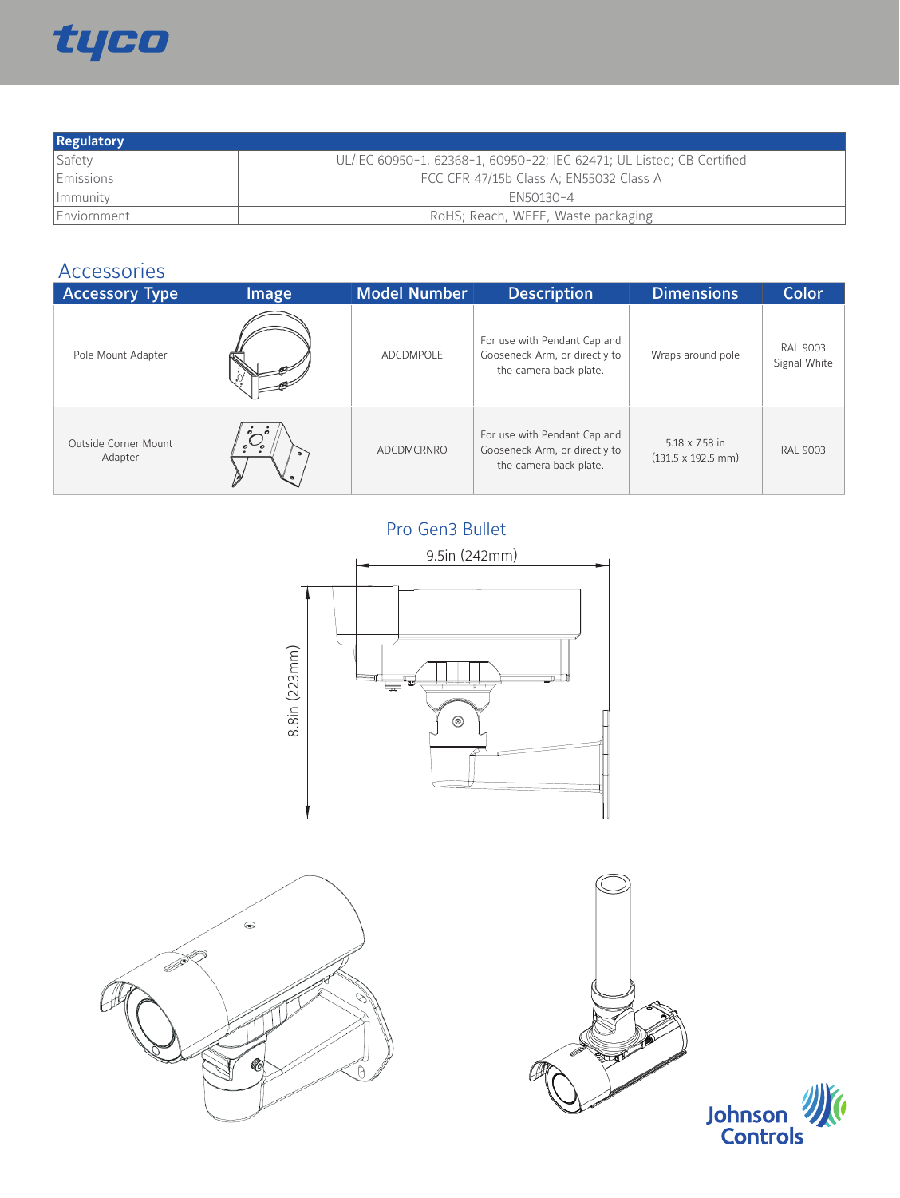| Regulatory | |
|---|---|
| Safety | UL/IEC 60950-1, 62368-1, 60950-22; IEC 62471; UL Listed; CB Certified |
| Emissions | FCC CFR 47/15b Class A; EN55032 Class A |
| Immunity | EN50130-4 |
| Enviornment | RoHS; Reach, WEEE, Waste packaging |

## Accessories

| Accessory Type | Image | Model Number | Description | Dimensions | Color |
|---|---|---|---|---|---|
| Pole Mount Adapter | | ADCDMPOLE | For use with Pendant Cap and Gooseneck Arm, or directly to the camera back plate. | Wraps around pole | RAL 9003 Signal White |
| Outside Corner Mount Adapter | | ADCDMCRNRO | For use with Pendant Cap and Gooseneck Arm, or directly to the camera back plate. | 5.18 x 7.58 in (131.5 x 192.5 mm) | RAL 9003 |

### Pro Gen3 Bullet

9.5in (242mm)

8.8in (223mm)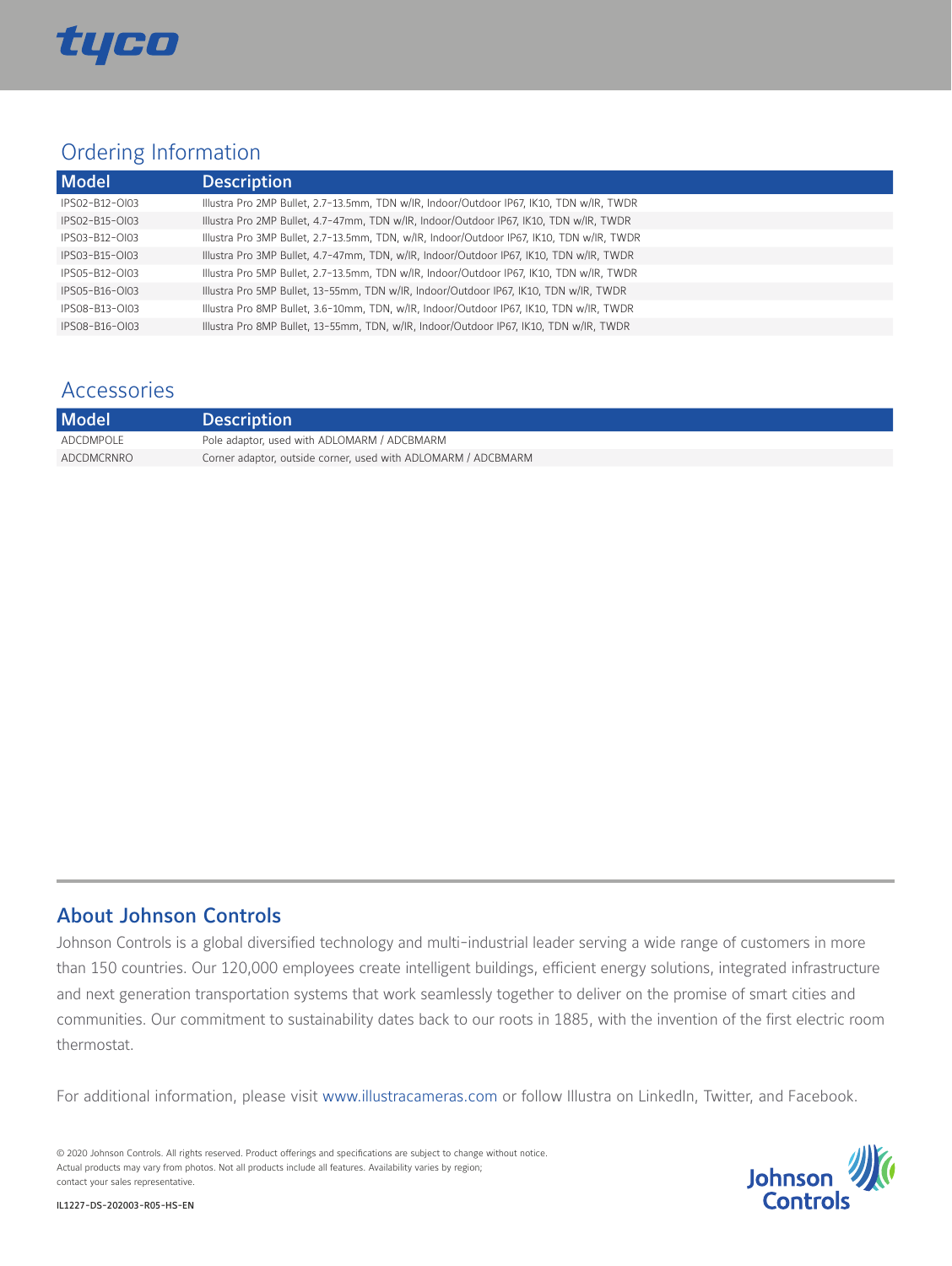## Ordering Information

| Model | Description |
|---|---|
| IPS02-B12-OI03 | Illustra Pro 2MP Bullet, 2.7-13.5mm, TDN w/IR, Indoor/Outdoor IP67, IK10, TDN w/IR, TWDR |
| IPS02-B15-OI03 | Illustra Pro 2MP Bullet, 4.7-47mm, TDN w/IR, Indoor/Outdoor IP67, IK10, TDN w/IR, TWDR |
| IPS03-B12-OI03 | Illustra Pro 3MP Bullet, 2.7-13.5mm, TDN, w/IR, Indoor/Outdoor IP67, IK10, TDN w/IR, TWDR |
| IPS03-B15-OI03 | Illustra Pro 3MP Bullet, 4.7-47mm, TDN, w/IR, Indoor/Outdoor IP67, IK10, TDN w/IR, TWDR |
| IPS05-B12-OI03 | Illustra Pro 5MP Bullet, 2.7-13.5mm, TDN w/IR, Indoor/Outdoor IP67, IK10, TDN w/IR, TWDR |
| IPS05-B16-OI03 | Illustra Pro 5MP Bullet, 13-55mm, TDN w/IR, Indoor/Outdoor IP67, IK10, TDN w/IR, TWDR |
| IPS08-B13-OI03 | Illustra Pro 8MP Bullet, 3.6-10mm, TDN, w/IR, Indoor/Outdoor IP67, IK10, TDN w/IR, TWDR |
| IPS08-B16-OI03 | Illustra Pro 8MP Bullet, 13-55mm, TDN, w/IR, Indoor/Outdoor IP67, IK10, TDN w/IR, TWDR |

## Accessories

| Model | Description |
|---|---|
| ADCDMPOLE | Pole adaptor, used with ADLOMARM / ADCBMARM |
| ADCDMCRNRO | Corner adaptor, outside corner, used with ADLOMARM / ADCBMARM |

## About Johnson Controls

Johnson Controls is a global diversified technology and multi-industrial leader serving a wide range of customers in more than 150 countries. Our 120,000 employees create intelligent buildings, efficient energy solutions, integrated infrastructure and next generation transportation systems that work seamlessly together to deliver on the promise of smart cities and communities. Our commitment to sustainability dates back to our roots in 1885, with the invention of the first electric room thermostat.

For additional information, please visit www.illustracameras.com or follow Illustra on LinkedIn, Twitter, and Facebook.

© 2020 Johnson Controls. All rights reserved. Product offerings and specifications are subject to change without notice. Actual products may vary from photos. Not all products include all features. Availability varies by region; contact your sales representative.

IL1227-DS-202003-R05-HS-EN